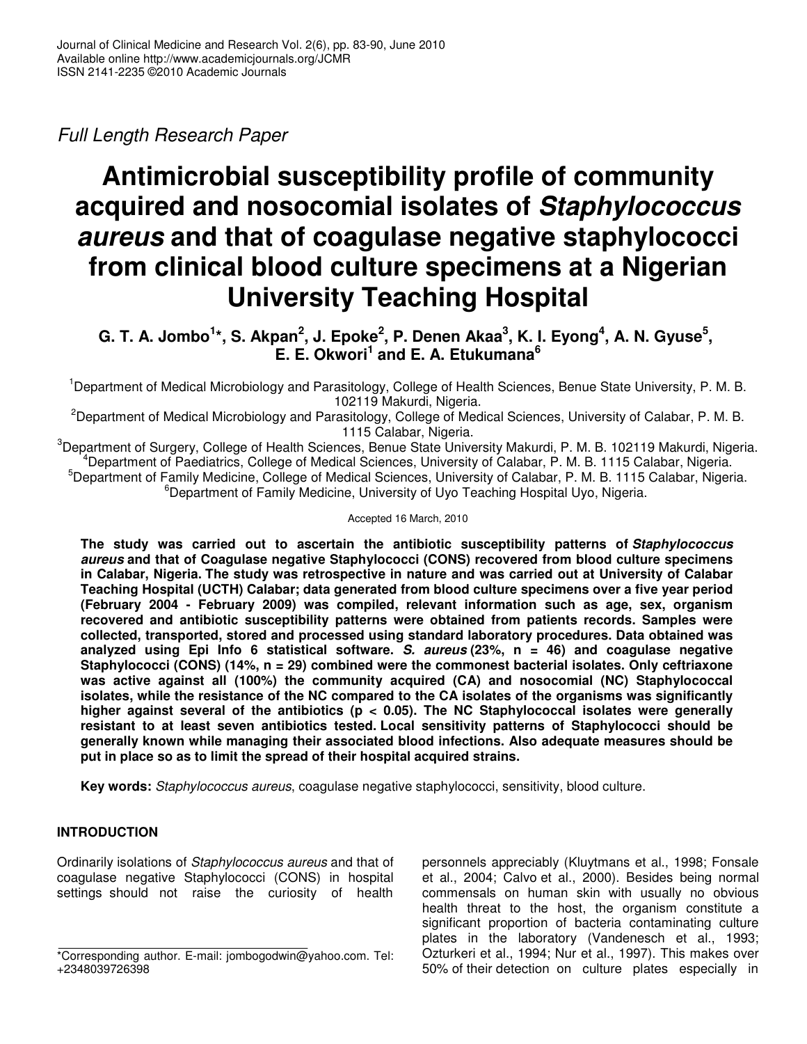*Full Length Research Paper*

# Antimicrobial susceptibility profile of community acquired and nosocomial isolates of *Staphylococcus aureus* and that of coagulase negative staphylococci from clinical blood culture specimens at a Nigerian University Teaching Hospital

**G. T. A. Jombo[1]\*, S. Akpan[2], J. Epoke[2], P. Denen Akaa[3], K. I. Eyong[4], A. N. Gyuse[5], E. E. Okwori[1] and E. A. Etukumana[6]**

[1]Department of Medical Microbiology and Parasitology, College of Health Sciences, Benue State University, P. M. B. 102119 Makurdi, Nigeria.

[2]Department of Medical Microbiology and Parasitology, College of Medical Sciences, University of Calabar, P. M. B. 1115 Calabar, Nigeria.

[3]Department of Surgery, College of Health Sciences, Benue State University Makurdi, P. M. B. 102119 Makurdi, Nigeria.

[4]Department of Paediatrics, College of Medical Sciences, University of Calabar, P. M. B. 1115 Calabar, Nigeria.

[5]Department of Family Medicine, College of Medical Sciences, University of Calabar, P. M. B. 1115 Calabar, Nigeria.

[6]Department of Family Medicine, University of Uyo Teaching Hospital Uyo, Nigeria.

Accepted 16 March, 2010

**The study was carried out to ascertain the antibiotic susceptibility patterns of *Staphylococcus aureus* and that of Coagulase negative Staphylococci (CONS) recovered from blood culture specimens in Calabar, Nigeria. The study was retrospective in nature and was carried out at University of Calabar Teaching Hospital (UCTH) Calabar; data generated from blood culture specimens over a five year period (February 2004 - February 2009) was compiled, relevant information such as age, sex, organism recovered and antibiotic susceptibility patterns were obtained from patients records. Samples were collected, transported, stored and processed using standard laboratory procedures. Data obtained was analyzed using Epi Info 6 statistical software. *S. aureus* (23%, n = 46) and coagulase negative Staphylococci (CONS) (14%, n = 29) combined were the commonest bacterial isolates. Only ceftriaxone was active against all (100%) the community acquired (CA) and nosocomial (NC) Staphylococcal isolates, while the resistance of the NC compared to the CA isolates of the organisms was significantly higher against several of the antibiotics ($p < 0.05$). The NC Staphylococcal isolates were generally resistant to at least seven antibiotics tested. Local sensitivity patterns of Staphylococci should be generally known while managing their associated blood infections. Also adequate measures should be put in place so as to limit the spread of their hospital acquired strains.**

**Key words:** *Staphylococcus aureus*, coagulase negative staphylococci, sensitivity, blood culture.

## INTRODUCTION

Ordinarily isolations of *Staphylococcus aureus* and that of coagulase negative Staphylococci (CONS) in hospital settings should not raise the curiosity of health personnels appreciably (Kluytmans et al., 1998; Fonsale et al., 2004; Calvo et al., 2000). Besides being normal commensals on human skin with usually no obvious health threat to the host, the organism constitute a significant proportion of bacteria contaminating culture plates in the laboratory (Vandenesch et al., 1993; Ozturkeri et al., 1994; Nur et al., 1997). This makes over 50% of their detection on culture plates especially in

\*Corresponding author. E-mail: jombogodwin@yahoo.com. Tel: +2348039726398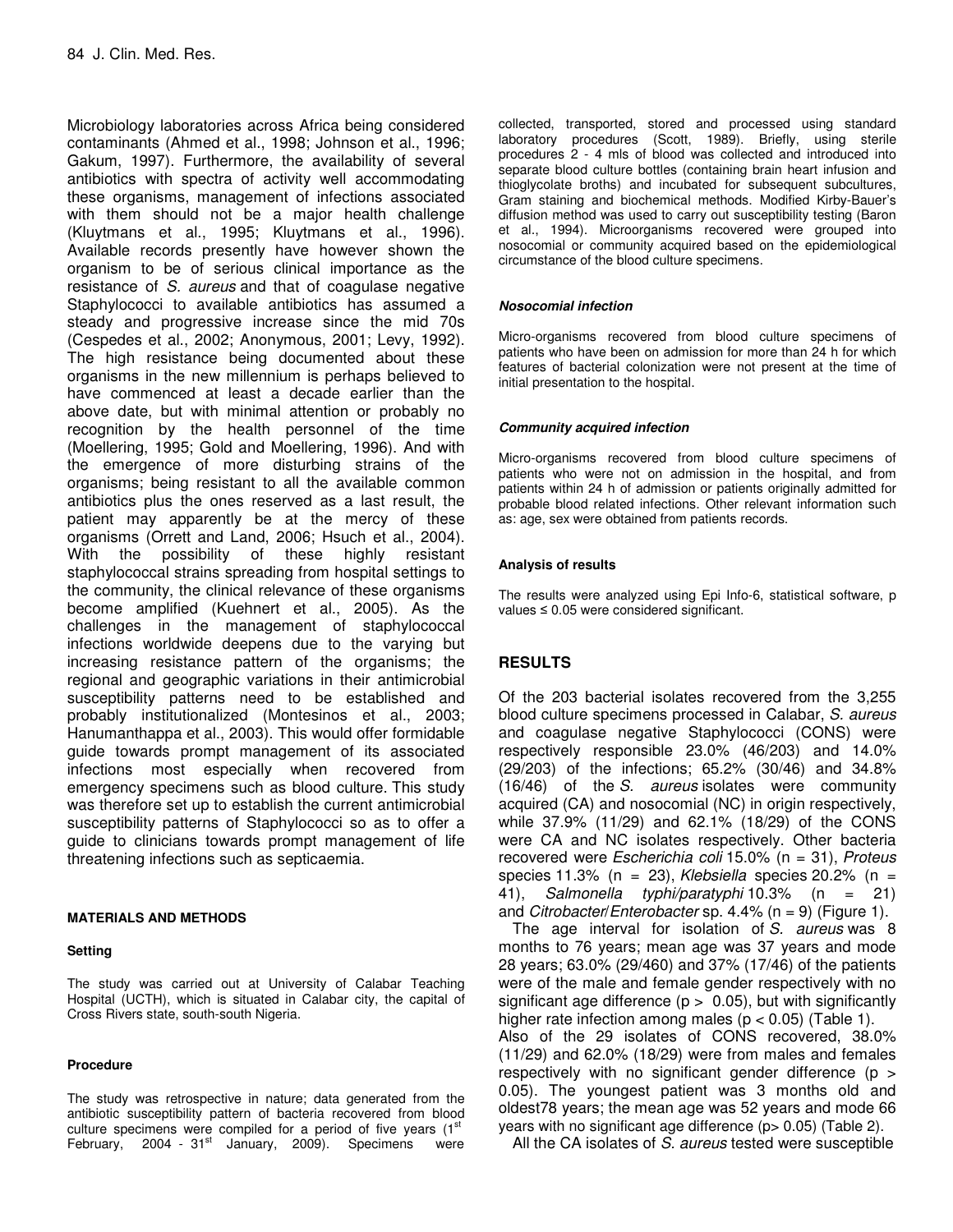Microbiology laboratories across Africa being considered contaminants (Ahmed et al., 1998; Johnson et al., 1996; Gakum, 1997). Furthermore, the availability of several antibiotics with spectra of activity well accommodating these organisms, management of infections associated with them should not be a major health challenge (Kluytmans et al., 1995; Kluytmans et al., 1996). Available records presently have however shown the organism to be of serious clinical importance as the resistance of *S. aureus* and that of coagulase negative Staphylococci to available antibiotics has assumed a steady and progressive increase since the mid 70s (Cespedes et al., 2002; Anonymous, 2001; Levy, 1992). The high resistance being documented about these organisms in the new millennium is perhaps believed to have commenced at least a decade earlier than the above date, but with minimal attention or probably no recognition by the health personnel of the time (Moellering, 1995; Gold and Moellering, 1996). And with the emergence of more disturbing strains of the organisms; being resistant to all the available common antibiotics plus the ones reserved as a last result, the patient may apparently be at the mercy of these organisms (Orrett and Land, 2006; Hsuch et al., 2004). With the possibility of these highly resistant staphylococcal strains spreading from hospital settings to the community, the clinical relevance of these organisms become amplified (Kuehnert et al., 2005). As the challenges in the management of staphylococcal infections worldwide deepens due to the varying but increasing resistance pattern of the organisms; the regional and geographic variations in their antimicrobial susceptibility patterns need to be established and probably institutionalized (Montesinos et al., 2003; Hanumanthappa et al., 2003). This would offer formidable guide towards prompt management of its associated infections most especially when recovered from emergency specimens such as blood culture. This study was therefore set up to establish the current antimicrobial susceptibility patterns of Staphylococci so as to offer a guide to clinicians towards prompt management of life threatening infections such as septicaemia.

## MATERIALS AND METHODS

### Setting

The study was carried out at University of Calabar Teaching Hospital (UCTH), which is situated in Calabar city, the capital of Cross Rivers state, south-south Nigeria.

### Procedure

The study was retrospective in nature; data generated from the antibiotic susceptibility pattern of bacteria recovered from blood culture specimens were compiled for a period of five years (1st February, 2004 - 31st January, 2009). Specimens were collected, transported, stored and processed using standard laboratory procedures (Scott, 1989). Briefly, using sterile procedures 2 - 4 mls of blood was collected and introduced into separate blood culture bottles (containing brain heart infusion and thioglycolate broths) and incubated for subsequent subcultures, Gram staining and biochemical methods. Modified Kirby-Bauer's diffusion method was used to carry out susceptibility testing (Baron et al., 1994). Microorganisms recovered were grouped into nosocomial or community acquired based on the epidemiological circumstance of the blood culture specimens.

#### *Nosocomial infection*

Micro-organisms recovered from blood culture specimens of patients who have been on admission for more than 24 h for which features of bacterial colonization were not present at the time of initial presentation to the hospital.

#### *Community acquired infection*

Micro-organisms recovered from blood culture specimens of patients who were not on admission in the hospital, and from patients within 24 h of admission or patients originally admitted for probable blood related infections. Other relevant information such as: age, sex were obtained from patients records.

### Analysis of results

The results were analyzed using Epi Info-6, statistical software, p values ≤ 0.05 were considered significant.

## RESULTS

Of the 203 bacterial isolates recovered from the 3,255 blood culture specimens processed in Calabar, *S. aureus* and coagulase negative Staphylococci (CONS) were respectively responsible 23.0% (46/203) and 14.0% (29/203) of the infections; 65.2% (30/46) and 34.8% (16/46) of the *S. aureus* isolates were community acquired (CA) and nosocomial (NC) in origin respectively, while 37.9% (11/29) and 62.1% (18/29) of the CONS were CA and NC isolates respectively. Other bacteria recovered were *Escherichia coli* 15.0% (n = 31), *Proteus* species 11.3% (n = 23), *Klebsiella* species 20.2% (n = 41), *Salmonella typhi/paratyphi* 10.3% (n = 21) and *Citrobacter*/*Enterobacter* sp. 4.4% (n = 9) (Figure 1).

The age interval for isolation of *S. aureus* was 8 months to 76 years; mean age was 37 years and mode 28 years; 63.0% (29/460) and 37% (17/46) of the patients were of the male and female gender respectively with no significant age difference ($p > 0.05$), but with significantly higher rate infection among males ($p < 0.05$) (Table 1).

Also of the 29 isolates of CONS recovered, 38.0% (11/29) and 62.0% (18/29) were from males and females respectively with no significant gender difference ($p > 0.05$). The youngest patient was 3 months old and oldest78 years; the mean age was 52 years and mode 66 years with no significant age difference ($p > 0.05$) (Table 2).

All the CA isolates of *S. aureus* tested were susceptible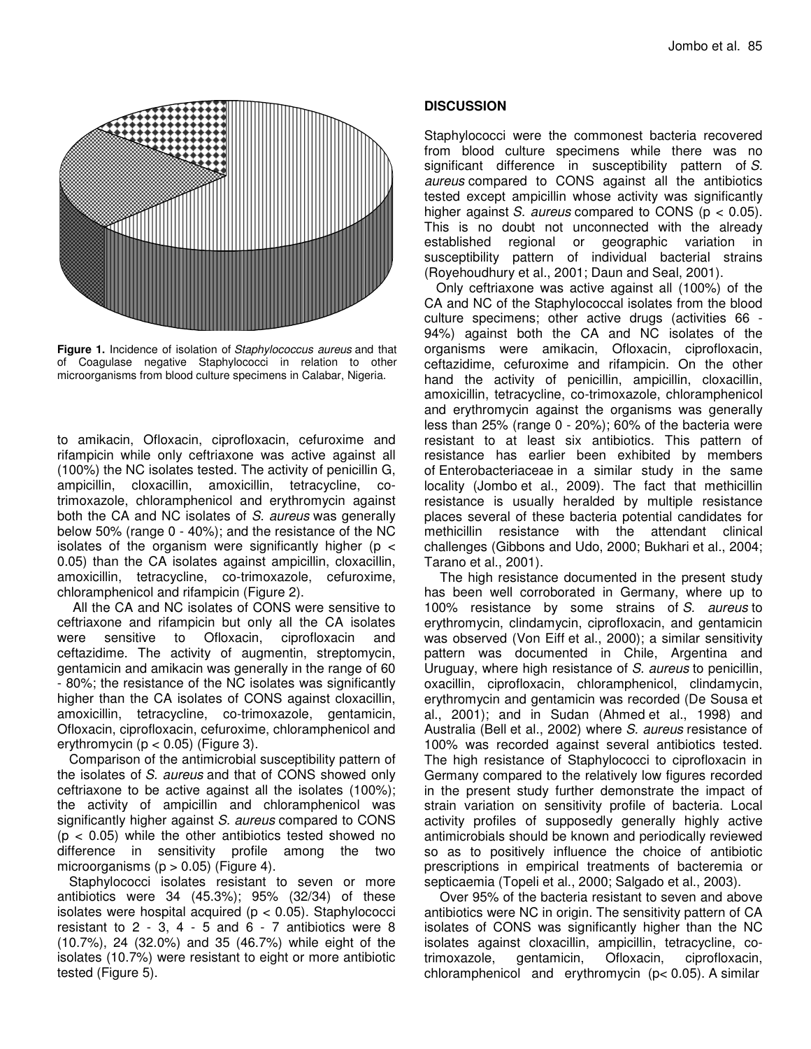**Figure 1.** Incidence of isolation of *Staphylococcus aureus* and that of Coagulase negative Staphylococci in relation to other microorganisms from blood culture specimens in Calabar, Nigeria.

to amikacin, Ofloxacin, ciprofloxacin, cefuroxime and rifampicin while only ceftriaxone was active against all (100%) the NC isolates tested. The activity of penicillin G, ampicillin, cloxacillin, amoxicillin, tetracycline, co-trimoxazole, chloramphenicol and erythromycin against both the CA and NC isolates of *S. aureus* was generally below 50% (range 0 - 40%); and the resistance of the NC isolates of the organism were significantly higher ($p < 0.05$) than the CA isolates against ampicillin, cloxacillin, amoxicillin, tetracycline, co-trimoxazole, cefuroxime, chloramphenicol and rifampicin (Figure 2).

All the CA and NC isolates of CONS were sensitive to ceftriaxone and rifampicin but only all the CA isolates were sensitive to Ofloxacin, ciprofloxacin and ceftazidime. The activity of augmentin, streptomycin, gentamicin and amikacin was generally in the range of 60 - 80%; the resistance of the NC isolates was significantly higher than the CA isolates of CONS against cloxacillin, amoxicillin, tetracycline, co-trimoxazole, gentamicin, Ofloxacin, ciprofloxacin, cefuroxime, chloramphenicol and erythromycin ($p < 0.05$) (Figure 3).

Comparison of the antimicrobial susceptibility pattern of the isolates of *S. aureus* and that of CONS showed only ceftriaxone to be active against all the isolates (100%); the activity of ampicillin and chloramphenicol was significantly higher against *S. aureus* compared to CONS ($p < 0.05$) while the other antibiotics tested showed no difference in sensitivity profile among the two microorganisms ($p > 0.05$) (Figure 4).

Staphylococci isolates resistant to seven or more antibiotics were 34 (45.3%); 95% (32/34) of these isolates were hospital acquired ($p < 0.05$). Staphylococci resistant to 2 - 3, 4 - 5 and 6 - 7 antibiotics were 8 (10.7%), 24 (32.0%) and 35 (46.7%) while eight of the isolates (10.7%) were resistant to eight or more antibiotic tested (Figure 5).

## DISCUSSION

Staphylococci were the commonest bacteria recovered from blood culture specimens while there was no significant difference in susceptibility pattern of *S. aureus* compared to CONS against all the antibiotics tested except ampicillin whose activity was significantly higher against *S. aureus* compared to CONS ($p < 0.05$). This is no doubt not unconnected with the already established regional or geographic variation in susceptibility pattern of individual bacterial strains (Royehoudhury et al., 2001; Daun and Seal, 2001).

Only ceftriaxone was active against all (100%) of the CA and NC of the Staphylococcal isolates from the blood culture specimens; other active drugs (activities 66 - 94%) against both the CA and NC isolates of the organisms were amikacin, Ofloxacin, ciprofloxacin, ceftazidime, cefuroxime and rifampicin. On the other hand the activity of penicillin, ampicillin, cloxacillin, amoxicillin, tetracycline, co-trimoxazole, chloramphenicol and erythromycin against the organisms was generally less than 25% (range 0 - 20%); 60% of the bacteria were resistant to at least six antibiotics. This pattern of resistance has earlier been exhibited by members of Enterobacteriaceae in a similar study in the same locality (Jombo et al., 2009). The fact that methicillin resistance is usually heralded by multiple resistance places several of these bacteria potential candidates for methicillin resistance with the attendant clinical challenges (Gibbons and Udo, 2000; Bukhari et al., 2004; Tarano et al., 2001).

The high resistance documented in the present study has been well corroborated in Germany, where up to 100% resistance by some strains of *S. aureus* to erythromycin, clindamycin, ciprofloxacin, and gentamicin was observed (Von Eiff et al., 2000); a similar sensitivity pattern was documented in Chile, Argentina and Uruguay, where high resistance of *S. aureus* to penicillin, oxacillin, ciprofloxacin, chloramphenicol, clindamycin, erythromycin and gentamicin was recorded (De Sousa et al., 2001); and in Sudan (Ahmed et al., 1998) and Australia (Bell et al., 2002) where *S. aureus* resistance of 100% was recorded against several antibiotics tested. The high resistance of Staphylococci to ciprofloxacin in Germany compared to the relatively low figures recorded in the present study further demonstrate the impact of strain variation on sensitivity profile of bacteria. Local activity profiles of supposedly generally highly active antimicrobials should be known and periodically reviewed so as to positively influence the choice of antibiotic prescriptions in empirical treatments of bacteremia or septicaemia (Topeli et al., 2000; Salgado et al., 2003).

Over 95% of the bacteria resistant to seven and above antibiotics were NC in origin. The sensitivity pattern of CA isolates of CONS was significantly higher than the NC isolates against cloxacillin, ampicillin, tetracycline, co-trimoxazole, gentamicin, Ofloxacin, ciprofloxacin, chloramphenicol and erythromycin ($p < 0.05$). A similar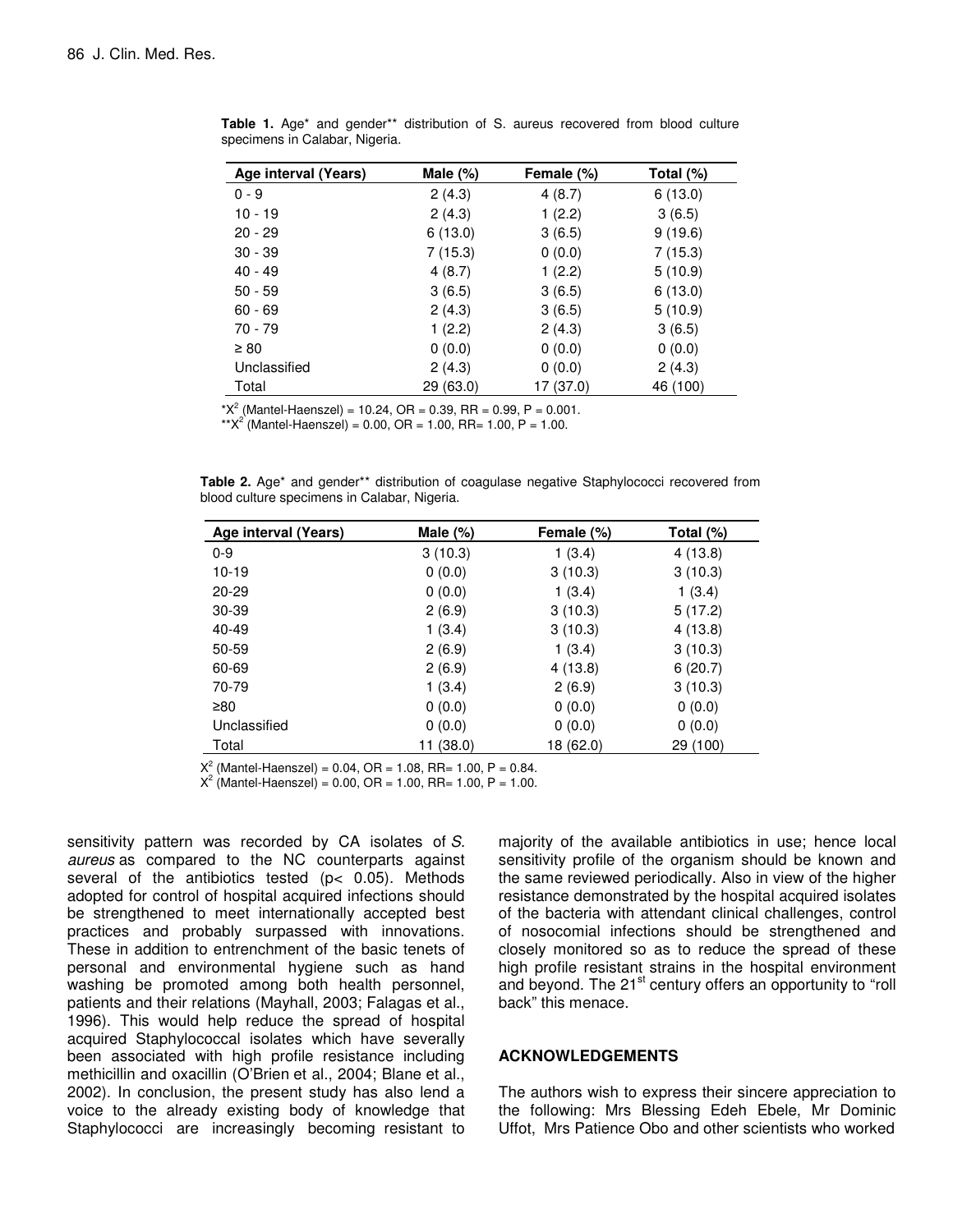**Table 1.** Age* and gender** distribution of S. aureus recovered from blood culture specimens in Calabar, Nigeria.

| Age interval (Years) | Male (%) | Female (%) | Total (%) |
|---|---|---|---|
| 0 - 9 | 2 (4.3) | 4 (8.7) | 6 (13.0) |
| 10 - 19 | 2 (4.3) | 1 (2.2) | 3 (6.5) |
| 20 - 29 | 6 (13.0) | 3 (6.5) | 9 (19.6) |
| 30 - 39 | 7 (15.3) | 0 (0.0) | 7 (15.3) |
| 40 - 49 | 4 (8.7) | 1 (2.2) | 5 (10.9) |
| 50 - 59 | 3 (6.5) | 3 (6.5) | 6 (13.0) |
| 60 - 69 | 2 (4.3) | 3 (6.5) | 5 (10.9) |
| 70 - 79 | 1 (2.2) | 2 (4.3) | 3 (6.5) |
| ≥ 80 | 0 (0.0) | 0 (0.0) | 0 (0.0) |
| Unclassified | 2 (4.3) | 0 (0.0) | 2 (4.3) |
| Total | 29 (63.0) | 17 (37.0) | 46 (100) |

*$X^2$ (Mantel-Haenszel) = 10.24, OR = 0.39, RR = 0.99, P = 0.001.
**$X^2$ (Mantel-Haenszel) = 0.00, OR = 1.00, RR= 1.00, P = 1.00.

**Table 2.** Age* and gender** distribution of coagulase negative Staphylococci recovered from blood culture specimens in Calabar, Nigeria.

| Age interval (Years) | Male (%) | Female (%) | Total (%) |
|---|---|---|---|
| 0-9 | 3 (10.3) | 1 (3.4) | 4 (13.8) |
| 10-19 | 0 (0.0) | 3 (10.3) | 3 (10.3) |
| 20-29 | 0 (0.0) | 1 (3.4) | 1 (3.4) |
| 30-39 | 2 (6.9) | 3 (10.3) | 5 (17.2) |
| 40-49 | 1 (3.4) | 3 (10.3) | 4 (13.8) |
| 50-59 | 2 (6.9) | 1 (3.4) | 3 (10.3) |
| 60-69 | 2 (6.9) | 4 (13.8) | 6 (20.7) |
| 70-79 | 1 (3.4) | 2 (6.9) | 3 (10.3) |
| ≥80 | 0 (0.0) | 0 (0.0) | 0 (0.0) |
| Unclassified | 0 (0.0) | 0 (0.0) | 0 (0.0) |
| Total | 11 (38.0) | 18 (62.0) | 29 (100) |

$X^2$ (Mantel-Haenszel) = 0.04, OR = 1.08, RR= 1.00, P = 0.84.
$X^2$ (Mantel-Haenszel) = 0.00, OR = 1.00, RR= 1.00, P = 1.00.

sensitivity pattern was recorded by CA isolates of *S. aureus* as compared to the NC counterparts against several of the antibiotics tested ($p < 0.05$). Methods adopted for control of hospital acquired infections should be strengthened to meet internationally accepted best practices and probably surpassed with innovations. These in addition to entrenchment of the basic tenets of personal and environmental hygiene such as hand washing be promoted among both health personnel, patients and their relations (Mayhall, 2003; Falagas et al., 1996). This would help reduce the spread of hospital acquired Staphylococcal isolates which have severally been associated with high profile resistance including methicillin and oxacillin (O'Brien et al., 2004; Blane et al., 2002). In conclusion, the present study has also lend a voice to the already existing body of knowledge that Staphylococci are increasingly becoming resistant to majority of the available antibiotics in use; hence local sensitivity profile of the organism should be known and the same reviewed periodically. Also in view of the higher resistance demonstrated by the hospital acquired isolates of the bacteria with attendant clinical challenges, control of nosocomial infections should be strengthened and closely monitored so as to reduce the spread of these high profile resistant strains in the hospital environment and beyond. The 21st century offers an opportunity to "roll back" this menace.

## ACKNOWLEDGEMENTS

The authors wish to express their sincere appreciation to the following: Mrs Blessing Edeh Ebele, Mr Dominic Uffot, Mrs Patience Obo and other scientists who worked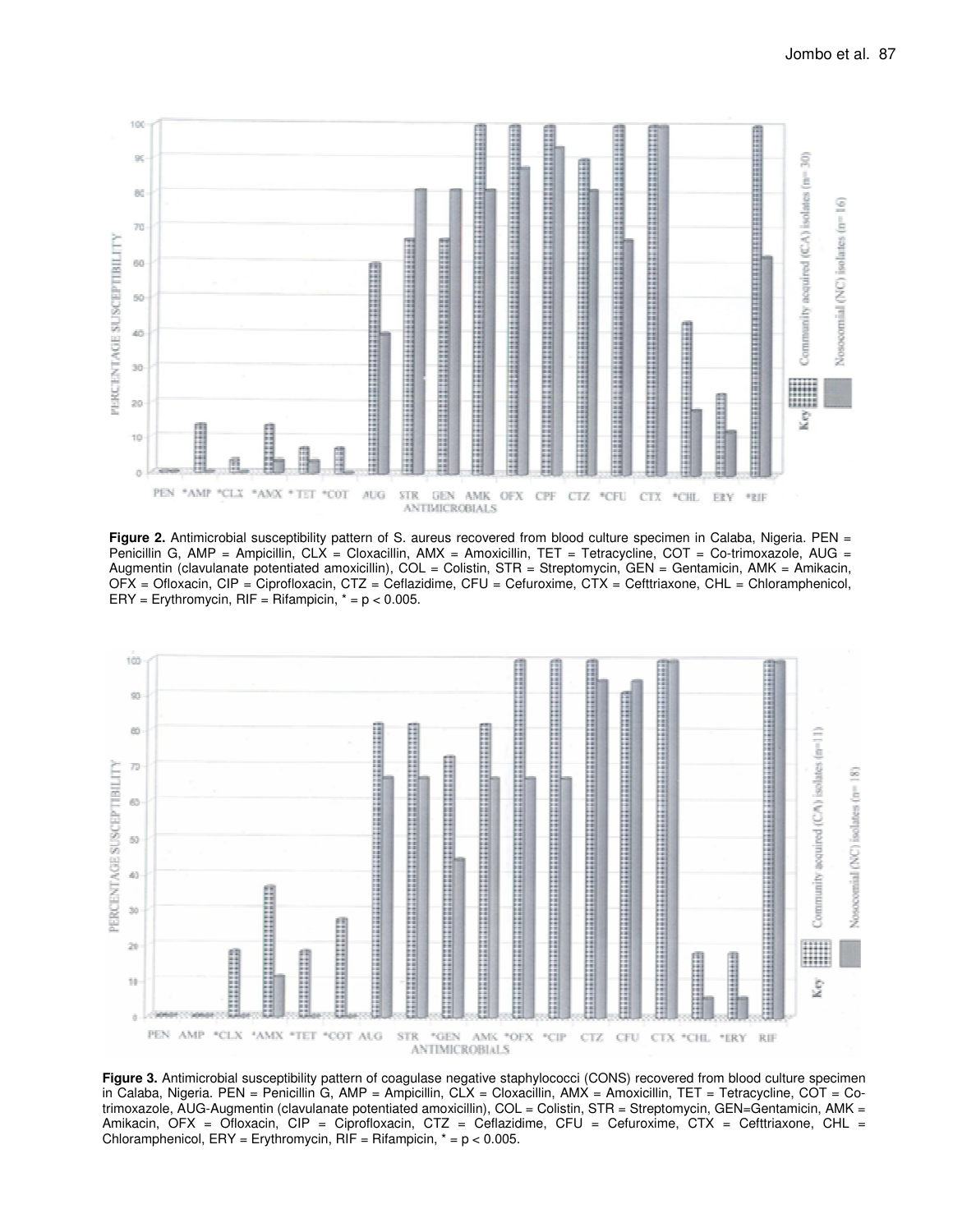**Figure 2.** Antimicrobial susceptibility pattern of S. aureus recovered from blood culture specimen in Calaba, Nigeria. PEN = Penicillin G, AMP = Ampicillin, CLX = Cloxacillin, AMX = Amoxicillin, TET = Tetracycline, COT = Co-trimoxazole, AUG = Augmentin (clavulanate potentiated amoxicillin), COL = Colistin, STR = Streptomycin, GEN = Gentamicin, AMK = Amikacin, OFX = Ofloxacin, CIP = Ciprofloxacin, CTZ = Ceflazidime, CFU = Cefuroxime, CTX = Cefttriaxone, CHL = Chloramphenicol, ERY = Erythromycin, RIF = Rifampicin, * = $p < 0.005$.

**Figure 3.** Antimicrobial susceptibility pattern of coagulase negative staphylococci (CONS) recovered from blood culture specimen in Calaba, Nigeria. PEN = Penicillin G, AMP = Ampicillin, CLX = Cloxacillin, AMX = Amoxicillin, TET = Tetracycline, COT = Co-trimoxazole, AUG-Augmentin (clavulanate potentiated amoxicillin), COL = Colistin, STR = Streptomycin, GEN=Gentamicin, AMK = Amikacin, OFX = Ofloxacin, CIP = Ciprofloxacin, CTZ = Ceflazidime, CFU = Cefuroxime, CTX = Cefttriaxone, CHL = Chloramphenicol, ERY = Erythromycin, RIF = Rifampicin, * = $p < 0.005$.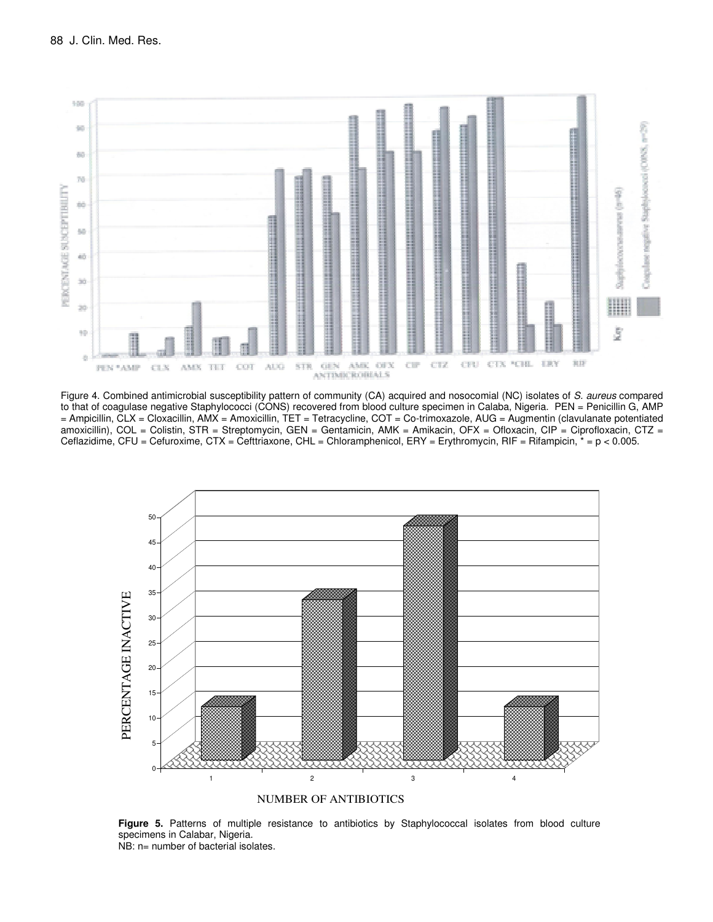Figure 4. Combined antimicrobial susceptibility pattern of community (CA) acquired and nosocomial (NC) isolates of *S. aureus* compared to that of coagulase negative Staphylococci (CONS) recovered from blood culture specimen in Calaba, Nigeria. PEN = Penicillin G, AMP = Ampicillin, CLX = Cloxacillin, AMX = Amoxicillin, TET = Tetracycline, COT = Co-trimoxazole, AUG = Augmentin (clavulanate potentiated amoxicillin), COL = Colistin, STR = Streptomycin, GEN = Gentamicin, AMK = Amikacin, OFX = Ofloxacin, CIP = Ciprofloxacin, CTZ = Ceflazidime, CFU = Cefuroxime, CTX = Cefttriaxone, CHL = Chloramphenicol, ERY = Erythromycin, RIF = Rifampicin, * = $p < 0.005$.

**Figure 5.** Patterns of multiple resistance to antibiotics by Staphylococcal isolates from blood culture specimens in Calabar, Nigeria.
NB: n= number of bacterial isolates.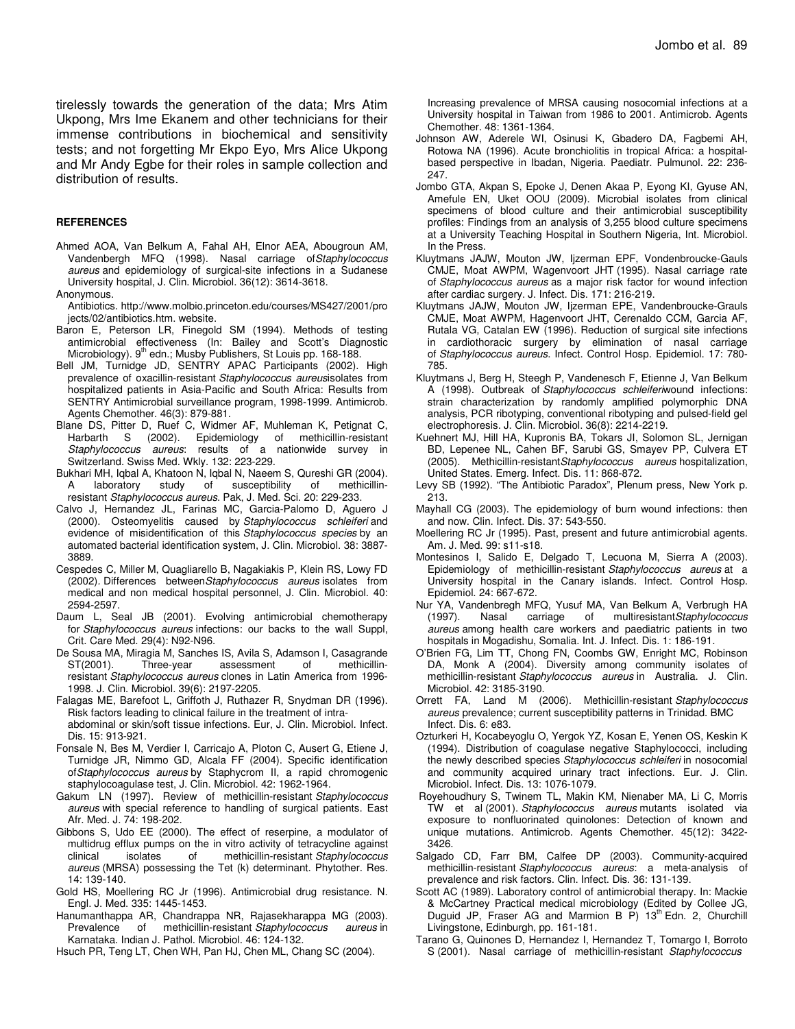tirelessly towards the generation of the data; Mrs Atim Ukpong, Mrs Ime Ekanem and other technicians for their immense contributions in biochemical and sensitivity tests; and not forgetting Mr Ekpo Eyo, Mrs Alice Ukpong and Mr Andy Egbe for their roles in sample collection and distribution of results.

**REFERENCES**

Ahmed AOA, Van Belkum A, Fahal AH, Elnor AEA, Abougroun AM, Vandenbergh MFQ (1998). Nasal carriage of *Staphylococcus aureus* and epidemiology of surgical-site infections in a Sudanese University hospital, J. Clin. Microbiol. 36(12): 3614-3618.

Anonymous. Antibiotics. http://www.molbio.princeton.edu/courses/MS427/2001/projects/02/antibiotics.htm. website.

Baron E, Peterson LR, Finegold SM (1994). Methods of testing antimicrobial effectiveness (In: Bailey and Scott's Diagnostic Microbiology). 9th edn.; Musby Publishers, St Louis pp. 168-188.

Bell JM, Turnidge JD, SENTRY APAC Participants (2002). High prevalence of oxacillin-resistant *Staphylococcus aureus* isolates from hospitalized patients in Asia-Pacific and South Africa: Results from SENTRY Antimicrobial surveillance program, 1998-1999. Antimicrob. Agents Chemother. 46(3): 879-881.

Blane DS, Pitter D, Ruef C, Widmer AF, Muhleman K, Petignat C, Harbarth S (2002). Epidemiology of methicillin-resistant *Staphylococcus aureus*: results of a nationwide survey in Switzerland. Swiss Med. Wkly. 132: 223-229.

Bukhari MH, Iqbal A, Khatoon N, Iqbal N, Naeem S, Qureshi GR (2004). A laboratory study of susceptibility of methicillin-resistant *Staphylococcus aureus*. Pak, J. Med. Sci. 20: 229-233.

Calvo J, Hernandez JL, Farinas MC, Garcia-Palomo D, Aguero J (2000). Osteomyelitis caused by *Staphylococcus schleiferi* and evidence of misidentification of this *Staphylococcus species* by an automated bacterial identification system, J. Clin. Microbiol. 38: 3887-3889.

Cespedes C, Miller M, Quagliarello B, Nagakiakis P, Klein RS, Lowy FD (2002). Differences between *Staphylococcus aureus* isolates from medical and non medical hospital personnel, J. Clin. Microbiol. 40: 2594-2597.

Daum L, Seal JB (2001). Evolving antimicrobial chemotherapy for *Staphylococcus aureus* infections: our backs to the wall Suppl, Crit. Care Med. 29(4): N92-N96.

De Sousa MA, Miragia M, Sanches IS, Avila S, Adamson I, Casagrande ST(2001). Three-year assessment of methicillin-resistant *Staphylococcus aureus* clones in Latin America from 1996-1998. J. Clin. Microbiol. 39(6): 2197-2205.

Falagas ME, Barefoot L, Griffoth J, Ruthazer R, Snydman DR (1996). Risk factors leading to clinical failure in the treatment of intra-abdominal or skin/soft tissue infections. Eur, J. Clin. Microbiol. Infect. Dis. 15: 913-921.

Fonsale N, Bes M, Verdier I, Carricajo A, Ploton C, Ausert G, Etiene J, Turnidge JR, Nimmo GD, Alcala FF (2004). Specific identification of *Staphylococcus aureus* by Staphycrom II, a rapid chromogenic staphylocoagulase test, J. Clin. Microbiol. 42: 1962-1964.

Gakum LN (1997). Review of methicillin-resistant *Staphylococcus aureus* with special reference to handling of surgical patients. East Afr. Med. J. 74: 198-202.

Gibbons S, Udo EE (2000). The effect of reserpine, a modulator of multidrug efflux pumps on the in vitro activity of tetracycline against clinical isolates of methicillin-resistant *Staphylococcus aureus* (MRSA) possessing the Tet (k) determinant. Phytother. Res. 14: 139-140.

Gold HS, Moellering RC Jr (1996). Antimicrobial drug resistance. N. Engl. J. Med. 335: 1445-1453.

Hanumanthappa AR, Chandrappa NR, Rajasekharappa MG (2003). Prevalence of methicillin-resistant *Staphylococcus aureus* in Karnataka. Indian J. Pathol. Microbiol. 46: 124-132.

Hsuch PR, Teng LT, Chen WH, Pan HJ, Chen ML, Chang SC (2004). Increasing prevalence of MRSA causing nosocomial infections at a University hospital in Taiwan from 1986 to 2001. Antimicrob. Agents Chemother. 48: 1361-1364.

Johnson AW, Aderele WI, Osinusi K, Gbadero DA, Fagbemi AH, Rotowa NA (1996). Acute bronchiolitis in tropical Africa: a hospital-based perspective in Ibadan, Nigeria. Paediatr. Pulmunol. 22: 236-247.

Jombo GTA, Akpan S, Epoke J, Denen Akaa P, Eyong KI, Gyuse AN, Amefule EN, Uket OOU (2009). Microbial isolates from clinical specimens of blood culture and their antimicrobial susceptibility profiles: Findings from an analysis of 3,255 blood culture specimens at a University Teaching Hospital in Southern Nigeria, Int. Microbiol. In the Press.

Kluytmans JAJW, Mouton JW, Ijzerman EPF, Vondenbroucke-Gauls CMJE, Moat AWPM, Wagenvoort JHT (1995). Nasal carriage rate of *Staphylococcus aureus* as a major risk factor for wound infection after cardiac surgery. J. Infect. Dis. 171: 216-219.

Kluytmans JAJW, Mouton JW, Ijzerman EPE, Vandenbroucke-Grauls CMJE, Moat AWPM, Hagenvoort JHT, Cerenaldo CCM, Garcia AF, Rutala VG, Catalan EW (1996). Reduction of surgical site infections in cardiothoracic surgery by elimination of nasal carriage of *Staphylococcus aureus*. Infect. Control Hosp. Epidemiol. 17: 780-785.

Kluytmans J, Berg H, Steegh P, Vandenesch F, Etienne J, Van Belkum A (1998). Outbreak of *Staphylococcus schleiferi* wound infections: strain characterization by randomly amplified polymorphic DNA analysis, PCR ribotyping, conventional ribotyping and pulsed-field gel electrophoresis. J. Clin. Microbiol. 36(8): 2214-2219.

Kuehnert MJ, Hill HA, Kupronis BA, Tokars JI, Solomon SL, Jernigan BD, Lepenee NL, Cahen BF, Sarubi GS, Smayev PP, Culvera ET (2005). Methicillin-resistant *Staphylococcus aureus* hospitalization, United States. Emerg. Infect. Dis. 11: 868-872.

Levy SB (1992). "The Antibiotic Paradox", Plenum press, New York p. 213.

Mayhall CG (2003). The epidemiology of burn wound infections: then and now. Clin. Infect. Dis. 37: 543-550.

Moellering RC Jr (1995). Past, present and future antimicrobial agents. Am. J. Med. 99: s11-s18.

Montesinos I, Salido E, Delgado T, Lecuona M, Sierra A (2003). Epidemiology of methicillin-resistant *Staphylococcus aureus* at a University hospital in the Canary islands. Infect. Control Hosp. Epidemiol. 24: 667-672.

Nur YA, Vandenbregh MFQ, Yusuf MA, Van Belkum A, Verbrugh HA (1997). Nasal carriage of multiresistant *Staphylococcus aureus* among health care workers and paediatric patients in two hospitals in Mogadishu, Somalia. Int. J. Infect. Dis. 1: 186-191.

O'Brien FG, Lim TT, Chong FN, Coombs GW, Enright MC, Robinson DA, Monk A (2004). Diversity among community isolates of methicillin-resistant *Staphylococcus aureus* in Australia. J. Clin. Microbiol. 42: 3185-3190.

Orrett FA, Land M (2006). Methicillin-resistant *Staphylococcus aureus* prevalence; current susceptibility patterns in Trinidad. BMC Infect. Dis. 6: e83.

Ozturkeri H, Kocabeyoglu O, Yergok YZ, Kosan E, Yenen OS, Keskin K (1994). Distribution of coagulase negative Staphylococci, including the newly described species *Staphylococcus schleiferi* in nosocomial and community acquired urinary tract infections. Eur. J. Clin. Microbiol. Infect. Dis. 13: 1076-1079.

Royehoudhury S, Twinem TL, Makin KM, Nienaber MA, Li C, Morris TW et al (2001). *Staphylococcus aureus* mutants isolated via exposure to nonfluorinated quinolones: Detection of known and unique mutations. Antimicrob. Agents Chemother. 45(12): 3422-3426.

Salgado CD, Farr BM, Calfee DP (2003). Community-acquired methicillin-resistant *Staphylococcus aureus*: a meta-analysis of prevalence and risk factors. Clin. Infect. Dis. 36: 131-139.

Scott AC (1989). Laboratory control of antimicrobial therapy. In: Mackie & McCartney Practical medical microbiology (Edited by Collee JG, Duguid JP, Fraser AG and Marmion B P) 13th Edn. 2, Churchill Livingstone, Edinburgh, pp. 161-181.

Tarano G, Quinones D, Hernandez I, Hernandez T, Tomargo I, Borroto S (2001). Nasal carriage of methicillin-resistant *Staphylococcus*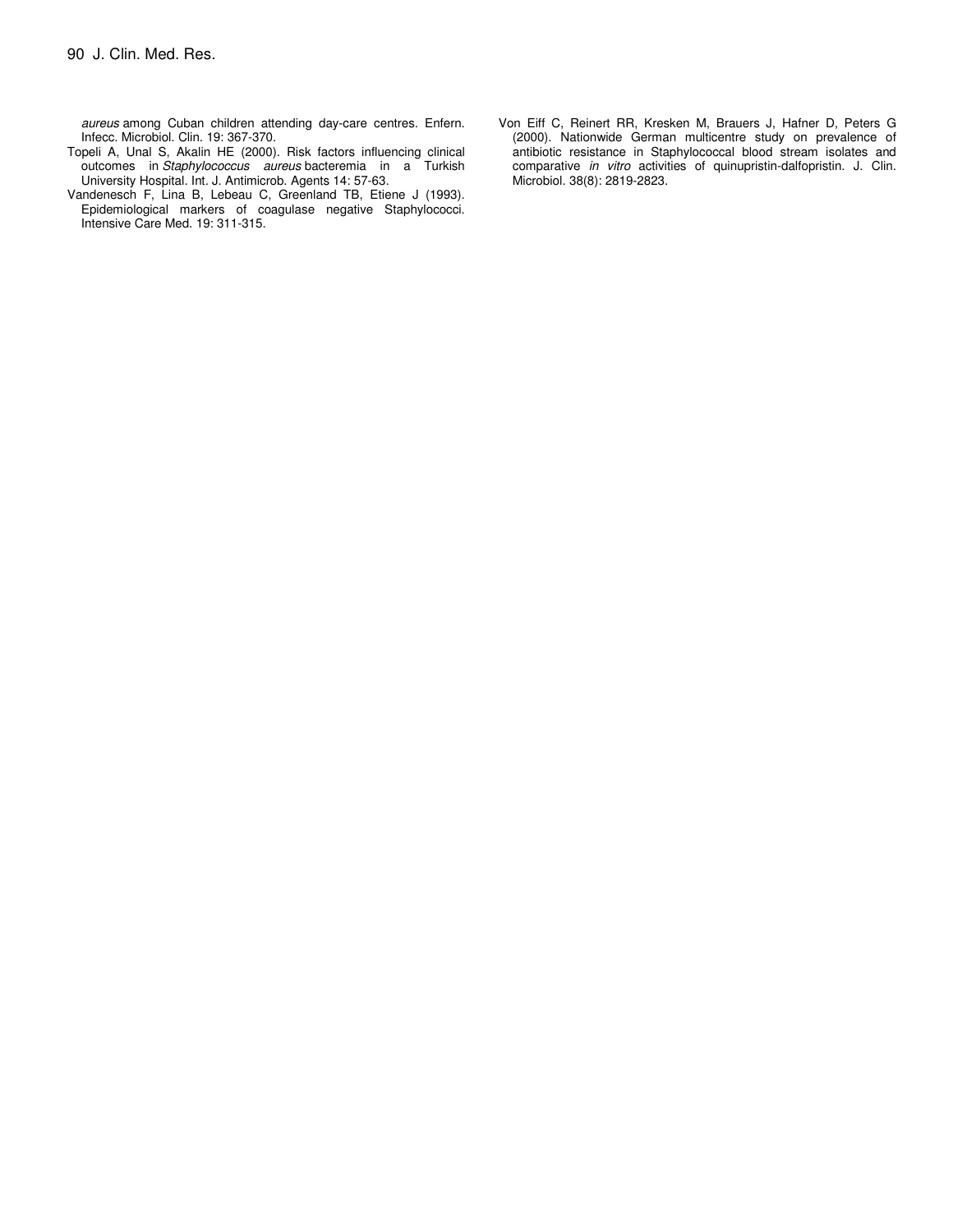*aureus* among Cuban children attending day-care centres. Enfern. Infecc. Microbiol. Clin. 19: 367-370.

Topeli A, Unal S, Akalin HE (2000). Risk factors influencing clinical outcomes in *Staphylococcus aureus* bacteremia in a Turkish University Hospital. Int. J. Antimicrob. Agents 14: 57-63.

Vandenesch F, Lina B, Lebeau C, Greenland TB, Etiene J (1993). Epidemiological markers of coagulase negative Staphylococci. Intensive Care Med. 19: 311-315.

Von Eiff C, Reinert RR, Kresken M, Brauers J, Hafner D, Peters G (2000). Nationwide German multicentre study on prevalence of antibiotic resistance in Staphylococcal blood stream isolates and comparative *in vitro* activities of quinupristin-dalfopristin. J. Clin. Microbiol. 38(8): 2819-2823.